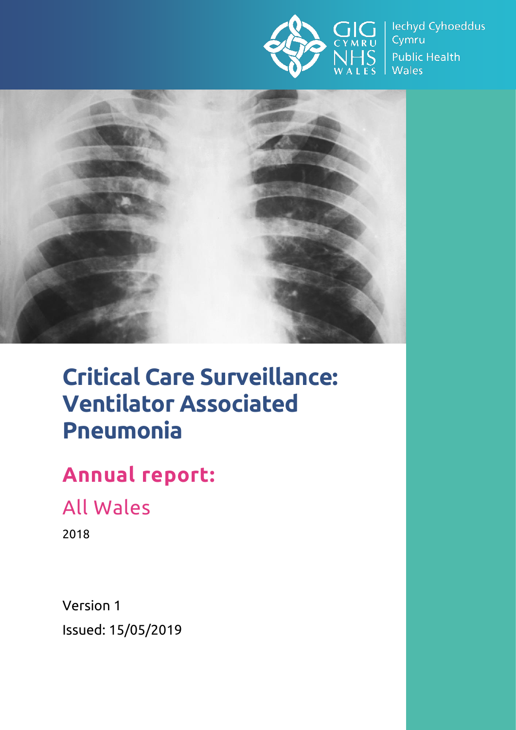Iechyd Cyhoeddus Cymru
Public Health Wales

# Critical Care Surveillance: Ventilator Associated Pneumonia

## Annual report:

### All Wales

2018

Version 1

Issued: 15/05/2019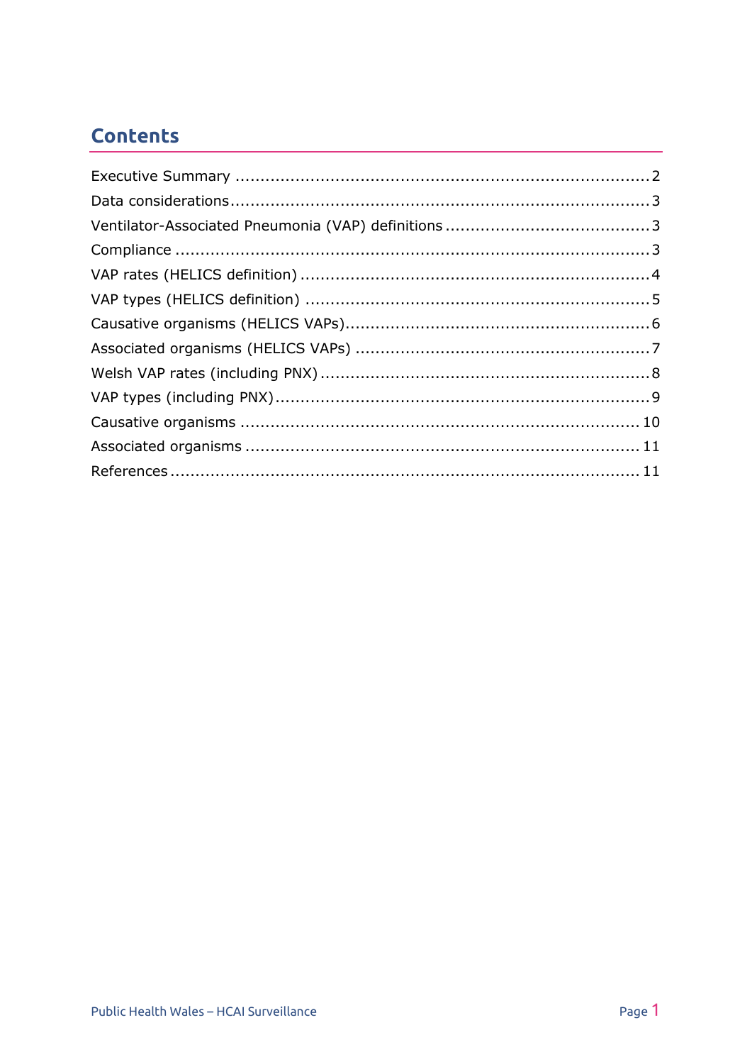# Contents

- Executive Summary ........ 2
- Data considerations ........ 3
- Ventilator-Associated Pneumonia (VAP) definitions ........ 3
- Compliance ........ 3
- VAP rates (HELICS definition) ........ 4
- VAP types (HELICS definition) ........ 5
- Causative organisms (HELICS VAPs) ........ 6
- Associated organisms (HELICS VAPs) ........ 7
- Welsh VAP rates (including PNX) ........ 8
- VAP types (including PNX) ........ 9
- Causative organisms ........ 10
- Associated organisms ........ 11
- References ........ 11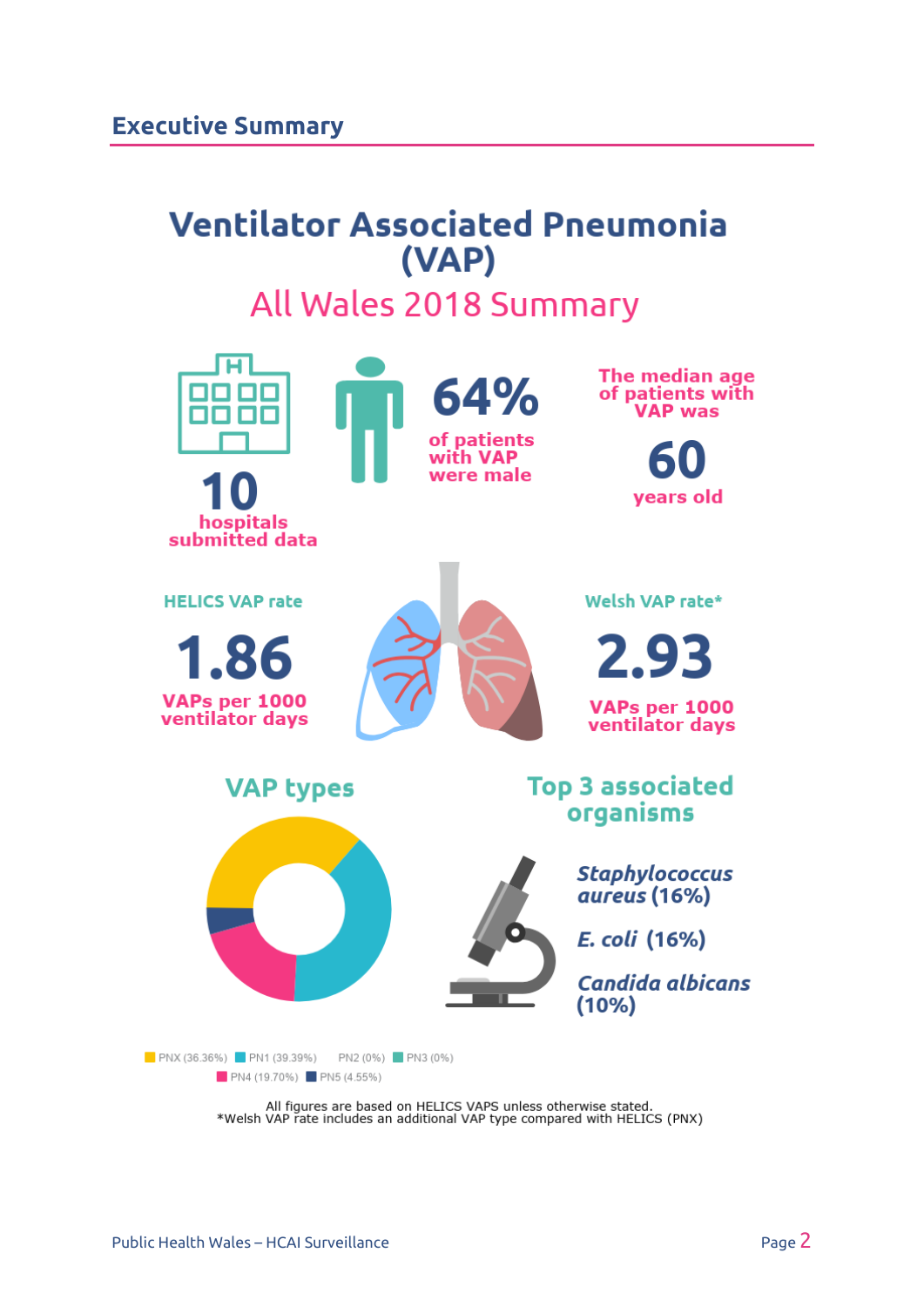## Executive Summary

# Ventilator Associated Pneumonia (VAP)

## All Wales 2018 Summary

**10** hospitals submitted data

**64%** of patients with VAP were male

The median age of patients with VAP was **60** years old

**HELICS VAP rate**

**1.86** VAPs per 1000 ventilator days

**Welsh VAP rate***

**2.93** VAPs per 1000 ventilator days

### VAP types

- PNX (36.36%)
- PN1 (39.39%)
- PN2 (0%)
- PN3 (0%)
- PN4 (19.70%)
- PN5 (4.55%)

### Top 3 associated organisms

- *Staphylococcus aureus* (16%)
- *E. coli* (16%)
- *Candida albicans* (10%)

All figures are based on HELICS VAPS unless otherwise stated.
*Welsh VAP rate includes an additional VAP type compared with HELICS (PNX)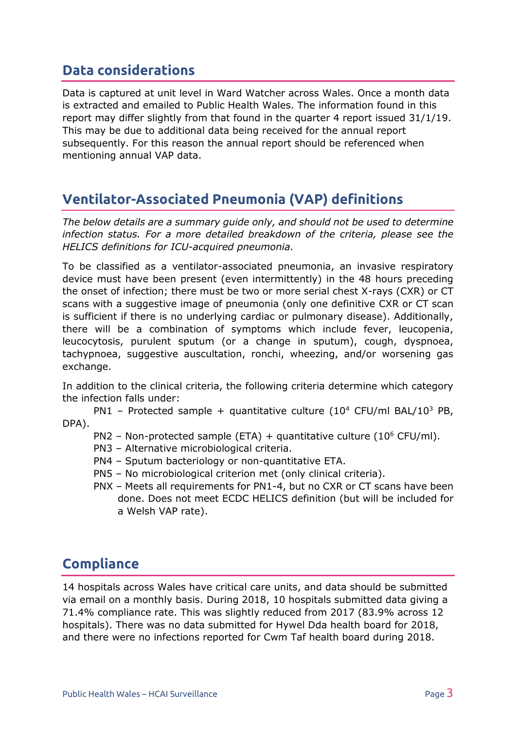## Data considerations

Data is captured at unit level in Ward Watcher across Wales. Once a month data is extracted and emailed to Public Health Wales. The information found in this report may differ slightly from that found in the quarter 4 report issued 31/1/19. This may be due to additional data being received for the annual report subsequently. For this reason the annual report should be referenced when mentioning annual VAP data.

## Ventilator-Associated Pneumonia (VAP) definitions

*The below details are a summary guide only, and should not be used to determine infection status. For a more detailed breakdown of the criteria, please see the HELICS definitions for ICU-acquired pneumonia.*

To be classified as a ventilator-associated pneumonia, an invasive respiratory device must have been present (even intermittently) in the 48 hours preceding the onset of infection; there must be two or more serial chest X-rays (CXR) or CT scans with a suggestive image of pneumonia (only one definitive CXR or CT scan is sufficient if there is no underlying cardiac or pulmonary disease). Additionally, there will be a combination of symptoms which include fever, leucopenia, leucocytosis, purulent sputum (or a change in sputum), cough, dyspnoea, tachypnoea, suggestive auscultation, ronchi, wheezing, and/or worsening gas exchange.

In addition to the clinical criteria, the following criteria determine which category the infection falls under:

- PN1 – Protected sample + quantitative culture ($10^4$ CFU/ml BAL/$10^3$ PB, DPA).
- PN2 – Non-protected sample (ETA) + quantitative culture ($10^6$ CFU/ml).
- PN3 – Alternative microbiological criteria.
- PN4 – Sputum bacteriology or non-quantitative ETA.
- PN5 – No microbiological criterion met (only clinical criteria).
- PNX – Meets all requirements for PN1-4, but no CXR or CT scans have been done. Does not meet ECDC HELICS definition (but will be included for a Welsh VAP rate).

## Compliance

14 hospitals across Wales have critical care units, and data should be submitted via email on a monthly basis. During 2018, 10 hospitals submitted data giving a 71.4% compliance rate. This was slightly reduced from 2017 (83.9% across 12 hospitals). There was no data submitted for Hywel Dda health board for 2018, and there were no infections reported for Cwm Taf health board during 2018.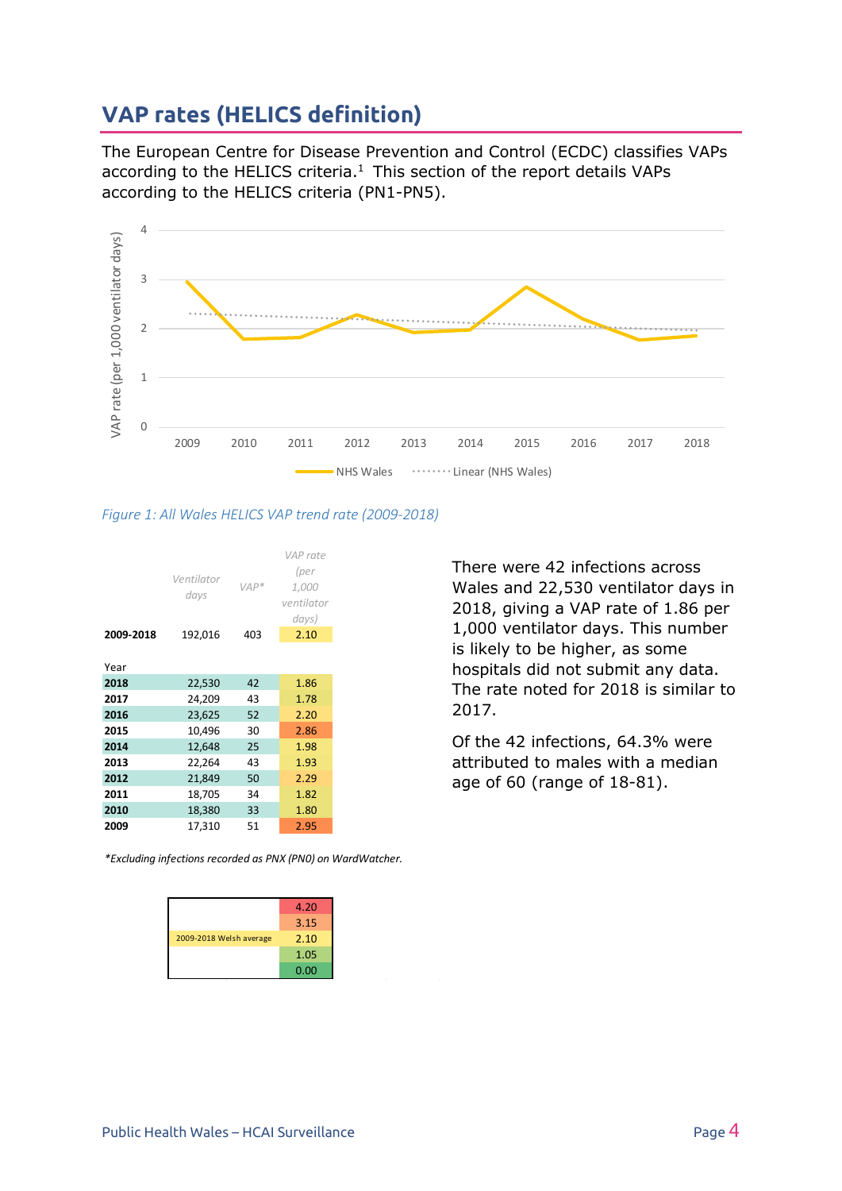## VAP rates (HELICS definition)

The European Centre for Disease Prevention and Control (ECDC) classifies VAPs according to the HELICS criteria.[1] This section of the report details VAPs according to the HELICS criteria (PN1-PN5).

*Figure 1: All Wales HELICS VAP trend rate (2009-2018)*

| | Ventilator days | VAP* | VAP rate (per 1,000 ventilator days) |
|---|---|---|---|
| **2009-2018** | 192,016 | 403 | 2.10 |
| Year | | | |
| **2018** | 22,530 | 42 | 1.86 |
| **2017** | 24,209 | 43 | 1.78 |
| **2016** | 23,625 | 52 | 2.20 |
| **2015** | 10,496 | 30 | 2.86 |
| **2014** | 12,648 | 25 | 1.98 |
| **2013** | 22,264 | 43 | 1.93 |
| **2012** | 21,849 | 50 | 2.29 |
| **2011** | 18,705 | 34 | 1.82 |
| **2010** | 18,380 | 33 | 1.80 |
| **2009** | 17,310 | 51 | 2.95 |

*\*Excluding infections recorded as PNX (PN0) on WardWatcher.*

| | |
|---|---|
| | 4.20 |
| | 3.15 |
| 2009-2018 Welsh average | 2.10 |
| | 1.05 |
| | 0.00 |

There were 42 infections across Wales and 22,530 ventilator days in 2018, giving a VAP rate of 1.86 per 1,000 ventilator days. This number is likely to be higher, as some hospitals did not submit any data. The rate noted for 2018 is similar to 2017.

Of the 42 infections, 64.3% were attributed to males with a median age of 60 (range of 18-81).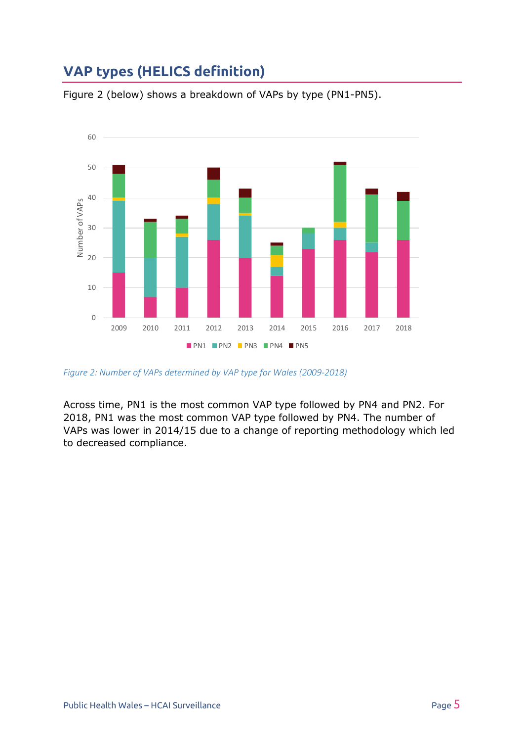## VAP types (HELICS definition)

Figure 2 (below) shows a breakdown of VAPs by type (PN1-PN5).

*Figure 2: Number of VAPs determined by VAP type for Wales (2009-2018)*

Across time, PN1 is the most common VAP type followed by PN4 and PN2. For 2018, PN1 was the most common VAP type followed by PN4. The number of VAPs was lower in 2014/15 due to a change of reporting methodology which led to decreased compliance.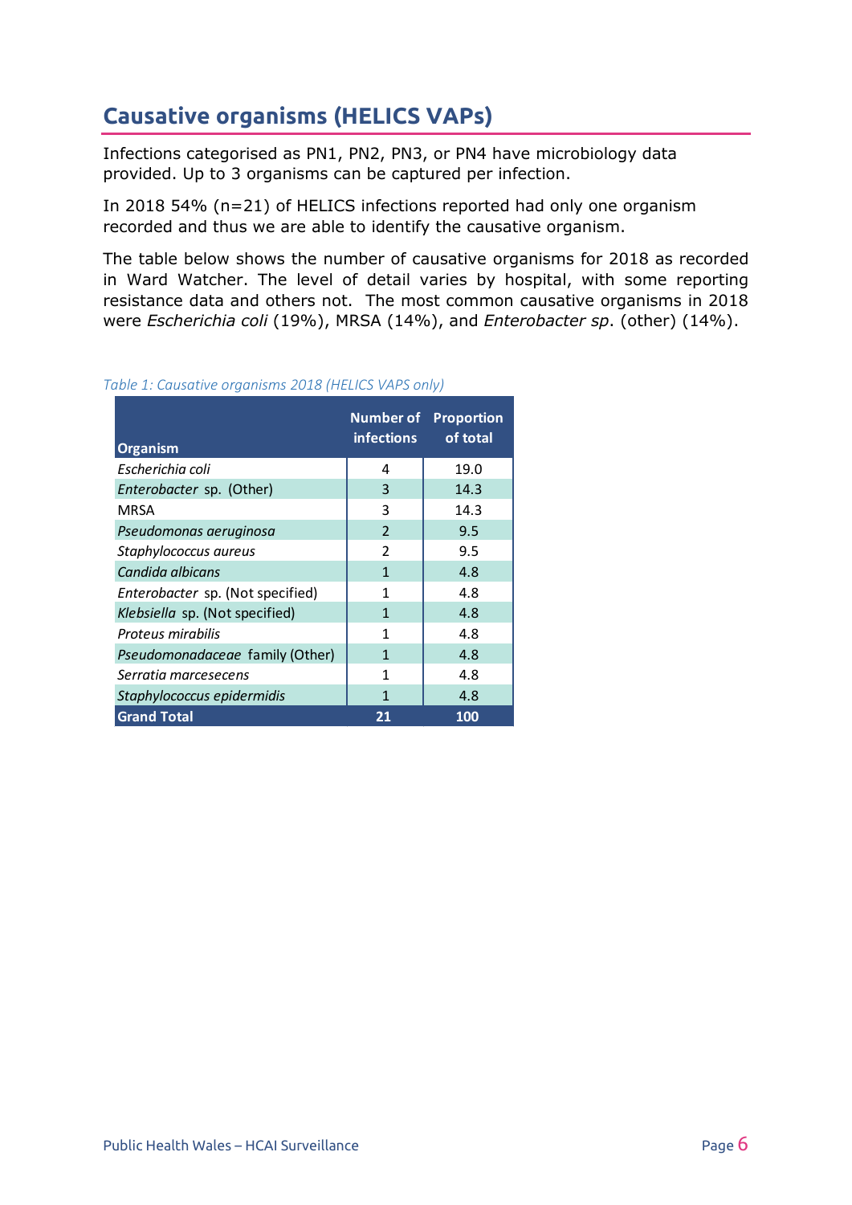## Causative organisms (HELICS VAPs)

Infections categorised as PN1, PN2, PN3, or PN4 have microbiology data provided. Up to 3 organisms can be captured per infection.

In 2018 54% (n=21) of HELICS infections reported had only one organism recorded and thus we are able to identify the causative organism.

The table below shows the number of causative organisms for 2018 as recorded in Ward Watcher. The level of detail varies by hospital, with some reporting resistance data and others not. The most common causative organisms in 2018 were *Escherichia coli* (19%), MRSA (14%), and *Enterobacter sp*. (other) (14%).

*Table 1: Causative organisms 2018 (HELICS VAPS only)*

| Organism | Number of infections | Proportion of total |
|---|---|---|
| *Escherichia coli* | 4 | 19.0 |
| *Enterobacter* sp. (Other) | 3 | 14.3 |
| MRSA | 3 | 14.3 |
| *Pseudomonas aeruginosa* | 2 | 9.5 |
| *Staphylococcus aureus* | 2 | 9.5 |
| *Candida albicans* | 1 | 4.8 |
| *Enterobacter* sp. (Not specified) | 1 | 4.8 |
| *Klebsiella* sp. (Not specified) | 1 | 4.8 |
| *Proteus mirabilis* | 1 | 4.8 |
| *Pseudomonadaceae* family (Other) | 1 | 4.8 |
| *Serratia marcesecens* | 1 | 4.8 |
| *Staphylococcus epidermidis* | 1 | 4.8 |
| **Grand Total** | **21** | **100** |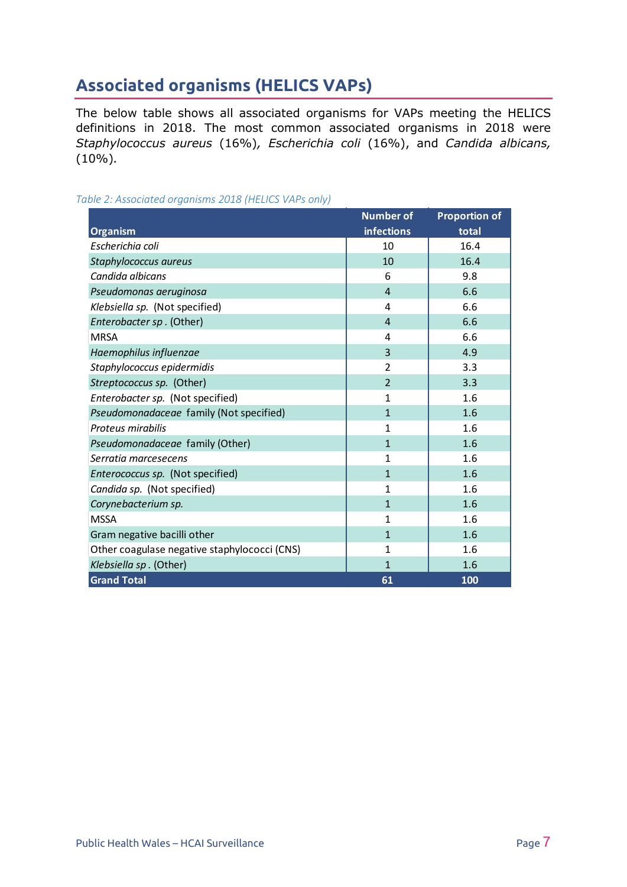## Associated organisms (HELICS VAPs)

The below table shows all associated organisms for VAPs meeting the HELICS definitions in 2018. The most common associated organisms in 2018 were *Staphylococcus aureus* (16%), *Escherichia coli* (16%), and *Candida albicans*, (10%).

*Table 2: Associated organisms 2018 (HELICS VAPs only)*

| Organism | Number of infections | Proportion of total |
|---|---|---|
| *Escherichia coli* | 10 | 16.4 |
| *Staphylococcus aureus* | 10 | 16.4 |
| *Candida albicans* | 6 | 9.8 |
| *Pseudomonas aeruginosa* | 4 | 6.6 |
| *Klebsiella sp.* (Not specified) | 4 | 6.6 |
| *Enterobacter sp* . (Other) | 4 | 6.6 |
| MRSA | 4 | 6.6 |
| *Haemophilus influenzae* | 3 | 4.9 |
| *Staphylococcus epidermidis* | 2 | 3.3 |
| *Streptococcus sp.* (Other) | 2 | 3.3 |
| *Enterobacter sp.* (Not specified) | 1 | 1.6 |
| *Pseudomonadaceae* family (Not specified) | 1 | 1.6 |
| *Proteus mirabilis* | 1 | 1.6 |
| *Pseudomonadaceae* family (Other) | 1 | 1.6 |
| *Serratia marcesecens* | 1 | 1.6 |
| *Enterococcus sp.* (Not specified) | 1 | 1.6 |
| *Candida sp.* (Not specified) | 1 | 1.6 |
| *Corynebacterium sp.* | 1 | 1.6 |
| MSSA | 1 | 1.6 |
| Gram negative bacilli other | 1 | 1.6 |
| Other coagulase negative staphylococci (CNS) | 1 | 1.6 |
| *Klebsiella sp* . (Other) | 1 | 1.6 |
| **Grand Total** | **61** | **100** |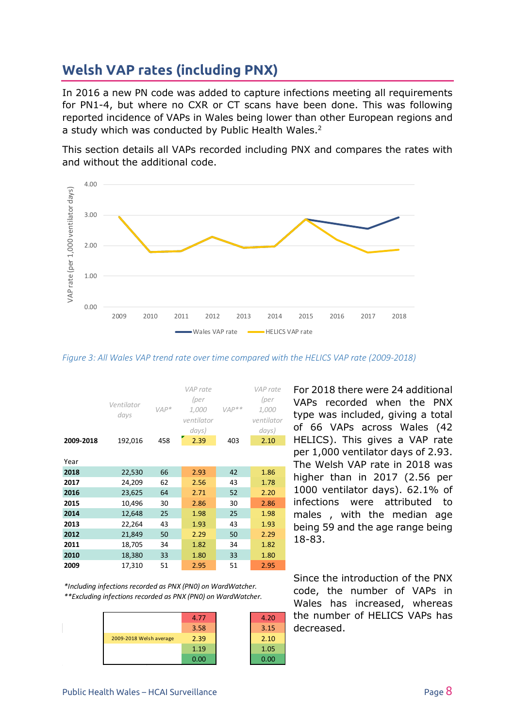## Welsh VAP rates (including PNX)

In 2016 a new PN code was added to capture infections meeting all requirements for PN1-4, but where no CXR or CT scans have been done. This was following reported incidence of VAPs in Wales being lower than other European regions and a study which was conducted by Public Health Wales.[2]

This section details all VAPs recorded including PNX and compares the rates with and without the additional code.

*Figure 3: All Wales VAP trend rate over time compared with the HELICS VAP rate (2009-2018)*

| | Ventilator days | VAP* | VAP rate (per 1,000 ventilator days) | VAP** | VAP rate (per 1,000 ventilator days) |
|---|---|---|---|---|---|
| **2009-2018** | 192,016 | 458 | 2.39 | 403 | 2.10 |
| Year | | | | | |
| **2018** | 22,530 | 66 | 2.93 | 42 | 1.86 |
| **2017** | 24,209 | 62 | 2.56 | 43 | 1.78 |
| **2016** | 23,625 | 64 | 2.71 | 52 | 2.20 |
| **2015** | 10,496 | 30 | 2.86 | 30 | 2.86 |
| **2014** | 12,648 | 25 | 1.98 | 25 | 1.98 |
| **2013** | 22,264 | 43 | 1.93 | 43 | 1.93 |
| **2012** | 21,849 | 50 | 2.29 | 50 | 2.29 |
| **2011** | 18,705 | 34 | 1.82 | 34 | 1.82 |
| **2010** | 18,380 | 33 | 1.80 | 33 | 1.80 |
| **2009** | 17,310 | 51 | 2.95 | 51 | 2.95 |

*\*Including infections recorded as PNX (PN0) on WardWatcher.*
*\*\*Excluding infections recorded as PNX (PN0) on WardWatcher.*

| | VAP* | VAP** |
|---|---|---|
| | 4.77 | 4.20 |
| | 3.58 | 3.15 |
| 2009-2018 Welsh average | 2.39 | 2.10 |
| | 1.19 | 1.05 |
| | 0.00 | 0.00 |

For 2018 there were 24 additional VAPs recorded when the PNX type was included, giving a total of 66 VAPs across Wales (42 HELICS). This gives a VAP rate per 1,000 ventilator days of 2.93. The Welsh VAP rate in 2018 was higher than in 2017 (2.56 per 1000 ventilator days). 62.1% of infections were attributed to males , with the median age being 59 and the age range being 18-83.

Since the introduction of the PNX code, the number of VAPs in Wales has increased, whereas the number of HELICS VAPs has decreased.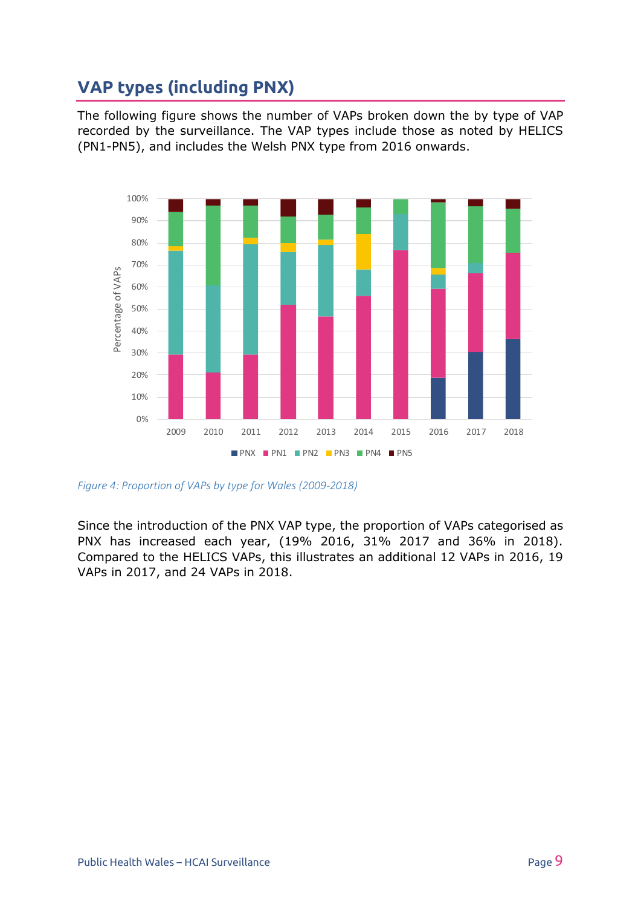## VAP types (including PNX)

The following figure shows the number of VAPs broken down the by type of VAP recorded by the surveillance. The VAP types include those as noted by HELICS (PN1-PN5), and includes the Welsh PNX type from 2016 onwards.

*Figure 4: Proportion of VAPs by type for Wales (2009-2018)*

Since the introduction of the PNX VAP type, the proportion of VAPs categorised as PNX has increased each year, (19% 2016, 31% 2017 and 36% in 2018). Compared to the HELICS VAPs, this illustrates an additional 12 VAPs in 2016, 19 VAPs in 2017, and 24 VAPs in 2018.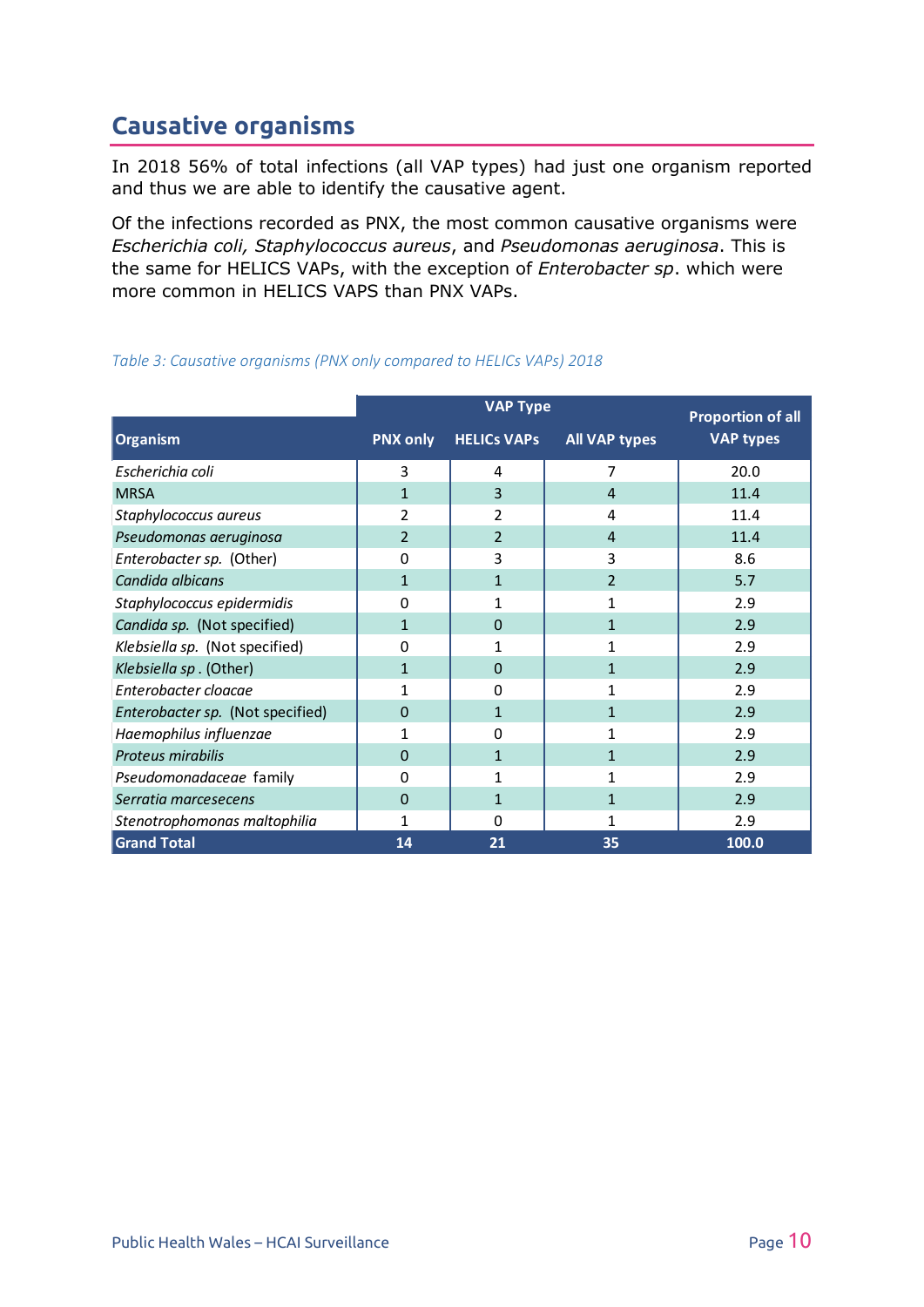## Causative organisms

In 2018 56% of total infections (all VAP types) had just one organism reported and thus we are able to identify the causative agent.

Of the infections recorded as PNX, the most common causative organisms were *Escherichia coli, Staphylococcus aureus*, and *Pseudomonas aeruginosa*. This is the same for HELICS VAPs, with the exception of *Enterobacter sp*. which were more common in HELICS VAPS than PNX VAPs.

*Table 3: Causative organisms (PNX only compared to HELICs VAPs) 2018*

| Organism | VAP Type | | | Proportion of all VAP types |
|---|---|---|---|---|
| | PNX only | HELICs VAPs | All VAP types | |
| *Escherichia coli* | 3 | 4 | 7 | 20.0 |
| MRSA | 1 | 3 | 4 | 11.4 |
| *Staphylococcus aureus* | 2 | 2 | 4 | 11.4 |
| *Pseudomonas aeruginosa* | 2 | 2 | 4 | 11.4 |
| *Enterobacter sp.* (Other) | 0 | 3 | 3 | 8.6 |
| *Candida albicans* | 1 | 1 | 2 | 5.7 |
| *Staphylococcus epidermidis* | 0 | 1 | 1 | 2.9 |
| *Candida sp.* (Not specified) | 1 | 0 | 1 | 2.9 |
| *Klebsiella sp.* (Not specified) | 0 | 1 | 1 | 2.9 |
| *Klebsiella sp* . (Other) | 1 | 0 | 1 | 2.9 |
| *Enterobacter cloacae* | 1 | 0 | 1 | 2.9 |
| *Enterobacter sp.* (Not specified) | 0 | 1 | 1 | 2.9 |
| *Haemophilus influenzae* | 1 | 0 | 1 | 2.9 |
| *Proteus mirabilis* | 0 | 1 | 1 | 2.9 |
| *Pseudomonadaceae* family | 0 | 1 | 1 | 2.9 |
| *Serratia marcesecens* | 0 | 1 | 1 | 2.9 |
| *Stenotrophomonas maltophilia* | 1 | 0 | 1 | 2.9 |
| **Grand Total** | **14** | **21** | **35** | **100.0** |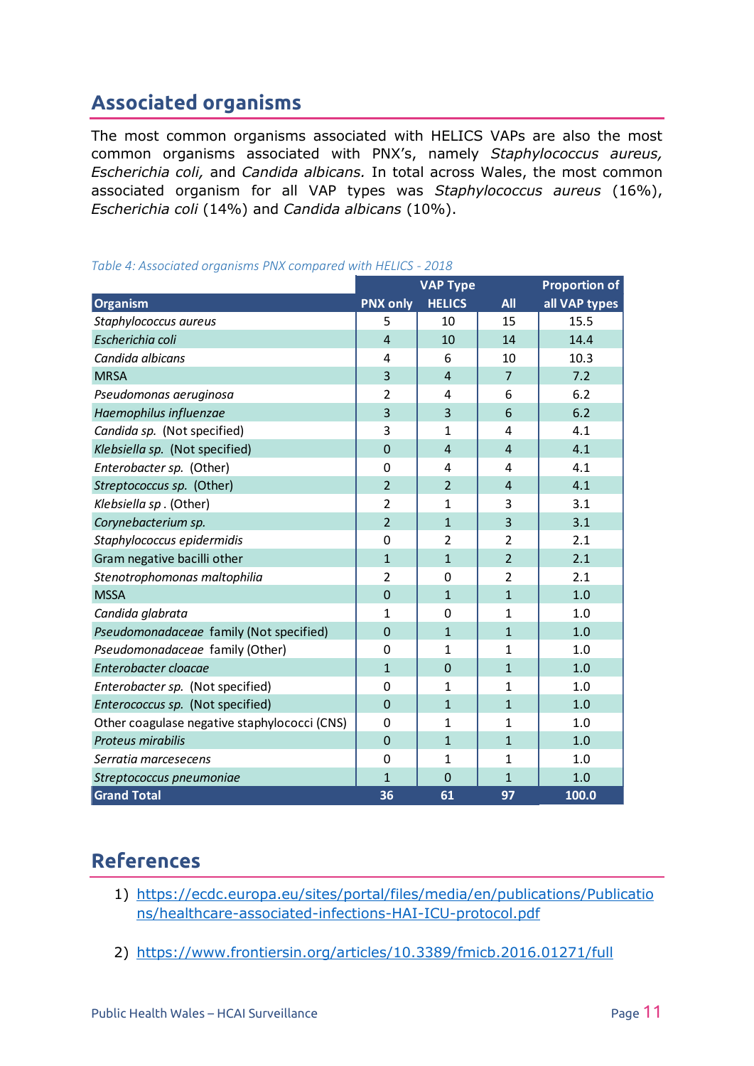## Associated organisms

The most common organisms associated with HELICS VAPs are also the most common organisms associated with PNX's, namely *Staphylococcus aureus, Escherichia coli,* and *Candida albicans.* In total across Wales, the most common associated organism for all VAP types was *Staphylococcus aureus* (16%), *Escherichia coli* (14%) and *Candida albicans* (10%).

*Table 4: Associated organisms PNX compared with HELICS - 2018*

| | VAP Type | | | Proportion of |
|---|---|---|---|---|
| **Organism** | **PNX only** | **HELICS** | **All** | **all VAP types** |
| *Staphylococcus aureus* | 5 | 10 | 15 | 15.5 |
| *Escherichia coli* | 4 | 10 | 14 | 14.4 |
| *Candida albicans* | 4 | 6 | 10 | 10.3 |
| MRSA | 3 | 4 | 7 | 7.2 |
| *Pseudomonas aeruginosa* | 2 | 4 | 6 | 6.2 |
| *Haemophilus influenzae* | 3 | 3 | 6 | 6.2 |
| *Candida sp.* (Not specified) | 3 | 1 | 4 | 4.1 |
| *Klebsiella sp.* (Not specified) | 0 | 4 | 4 | 4.1 |
| *Enterobacter sp.* (Other) | 0 | 4 | 4 | 4.1 |
| *Streptococcus sp.* (Other) | 2 | 2 | 4 | 4.1 |
| *Klebsiella sp* . (Other) | 2 | 1 | 3 | 3.1 |
| *Corynebacterium sp.* | 2 | 1 | 3 | 3.1 |
| *Staphylococcus epidermidis* | 0 | 2 | 2 | 2.1 |
| Gram negative bacilli other | 1 | 1 | 2 | 2.1 |
| *Stenotrophomonas maltophilia* | 2 | 0 | 2 | 2.1 |
| MSSA | 0 | 1 | 1 | 1.0 |
| *Candida glabrata* | 1 | 0 | 1 | 1.0 |
| *Pseudomonadaceae* family (Not specified) | 0 | 1 | 1 | 1.0 |
| *Pseudomonadaceae* family (Other) | 0 | 1 | 1 | 1.0 |
| *Enterobacter cloacae* | 1 | 0 | 1 | 1.0 |
| *Enterobacter sp.* (Not specified) | 0 | 1 | 1 | 1.0 |
| *Enterococcus sp.* (Not specified) | 0 | 1 | 1 | 1.0 |
| Other coagulase negative staphylococci (CNS) | 0 | 1 | 1 | 1.0 |
| *Proteus mirabilis* | 0 | 1 | 1 | 1.0 |
| *Serratia marcesecens* | 0 | 1 | 1 | 1.0 |
| *Streptococcus pneumoniae* | 1 | 0 | 1 | 1.0 |
| **Grand Total** | **36** | **61** | **97** | **100.0** |

## References

1) https://ecdc.europa.eu/sites/portal/files/media/en/publications/Publications/healthcare-associated-infections-HAI-ICU-protocol.pdf

2) https://www.frontiersin.org/articles/10.3389/fmicb.2016.01271/full